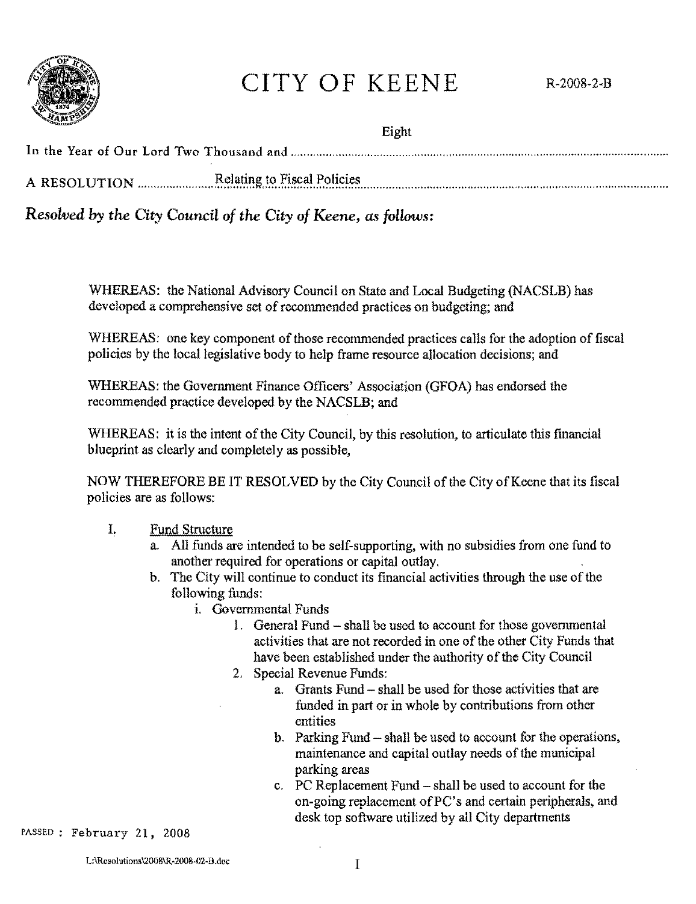# CITY OF KEENE

R-2008-2-B

In the Year of Our Lord Two Thousand and Eight

A RESOLUTION Relating to Fiscal Policies

***Resolved by the City Council of the City of Keene, as follows:***

WHEREAS: the National Advisory Council on State and Local Budgeting (NACSLB) has developed a comprehensive set of recommended practices on budgeting; and

WHEREAS: one key component of those recommended practices calls for the adoption of fiscal policies by the local legislative body to help frame resource allocation decisions; and

WHEREAS: the Government Finance Officers' Association (GFOA) has endorsed the recommended practice developed by the NACSLB; and

WHEREAS: it is the intent of the City Council, by this resolution, to articulate this financial blueprint as clearly and completely as possible,

NOW THEREFORE BE IT RESOLVED by the City Council of the City of Keene that its fiscal policies are as follows:

I. Fund Structure
   a. All funds are intended to be self-supporting, with no subsidies from one fund to another required for operations or capital outlay.
   b. The City will continue to conduct its financial activities through the use of the following funds:
      i. Governmental Funds
         1. General Fund – shall be used to account for those governmental activities that are not recorded in one of the other City Funds that have been established under the authority of the City Council
         2. Special Revenue Funds:
            a. Grants Fund – shall be used for those activities that are funded in part or in whole by contributions from other entities
            b. Parking Fund – shall be used to account for the operations, maintenance and capital outlay needs of the municipal parking areas
            c. PC Replacement Fund – shall be used to account for the on-going replacement of PC's and certain peripherals, and desk top software utilized by all City departments

PASSED : February 21, 2008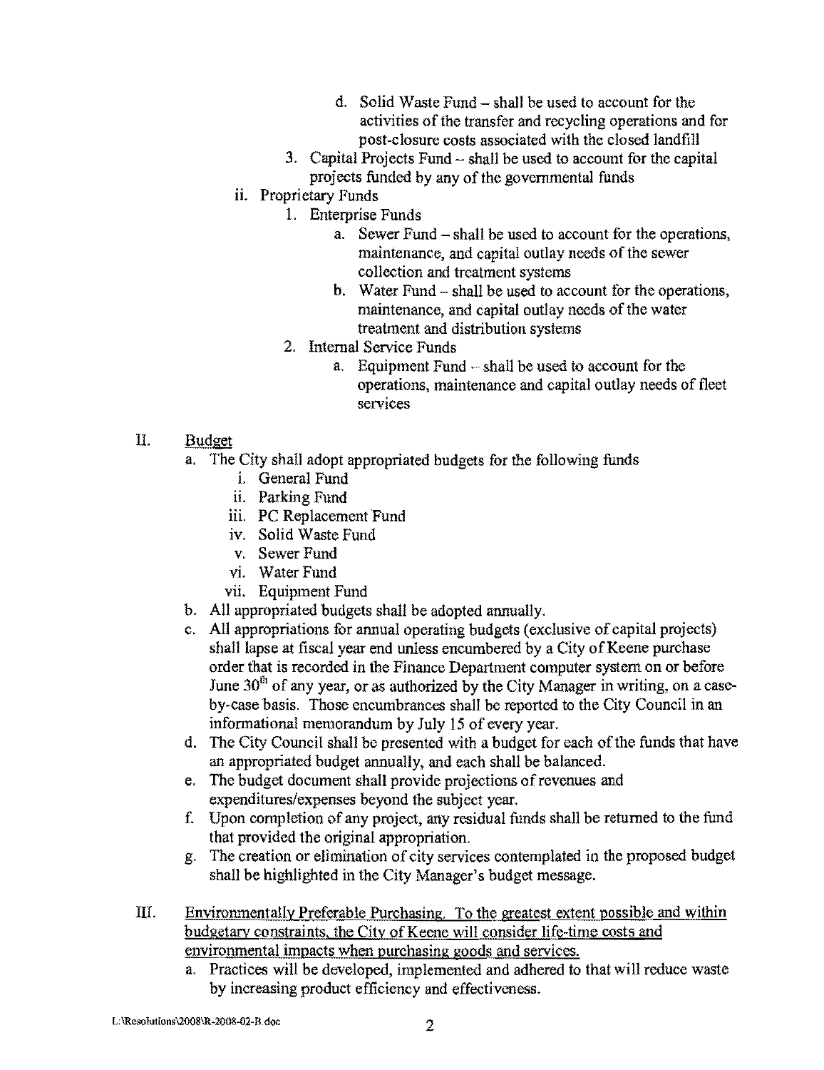d. Solid Waste Fund – shall be used to account for the activities of the transfer and recycling operations and for post-closure costs associated with the closed landfill

3. Capital Projects Fund – shall be used to account for the capital projects funded by any of the governmental funds

ii. Proprietary Funds

1. Enterprise Funds

a. Sewer Fund – shall be used to account for the operations, maintenance, and capital outlay needs of the sewer collection and treatment systems

b. Water Fund – shall be used to account for the operations, maintenance, and capital outlay needs of the water treatment and distribution systems

2. Internal Service Funds

a. Equipment Fund – shall be used to account for the operations, maintenance and capital outlay needs of fleet services

II. <u>Budget</u>

a. The City shall adopt appropriated budgets for the following funds

i. General Fund

ii. Parking Fund

iii. PC Replacement Fund

iv. Solid Waste Fund

v. Sewer Fund

vi. Water Fund

vii. Equipment Fund

b. All appropriated budgets shall be adopted annually.

c. All appropriations for annual operating budgets (exclusive of capital projects) shall lapse at fiscal year end unless encumbered by a City of Keene purchase order that is recorded in the Finance Department computer system on or before June 30th of any year, or as authorized by the City Manager in writing, on a case-by-case basis. Those encumbrances shall be reported to the City Council in an informational memorandum by July 15 of every year.

d. The City Council shall be presented with a budget for each of the funds that have an appropriated budget annually, and each shall be balanced.

e. The budget document shall provide projections of revenues and expenditures/expenses beyond the subject year.

f. Upon completion of any project, any residual funds shall be returned to the fund that provided the original appropriation.

g. The creation or elimination of city services contemplated in the proposed budget shall be highlighted in the City Manager's budget message.

III. <u>Environmentally Preferable Purchasing. To the greatest extent possible and within budgetary constraints, the City of Keene will consider life-time costs and environmental impacts when purchasing goods and services.</u>

a. Practices will be developed, implemented and adhered to that will reduce waste by increasing product efficiency and effectiveness.

L:\Resolutions\2008\R-2008-02-B.doc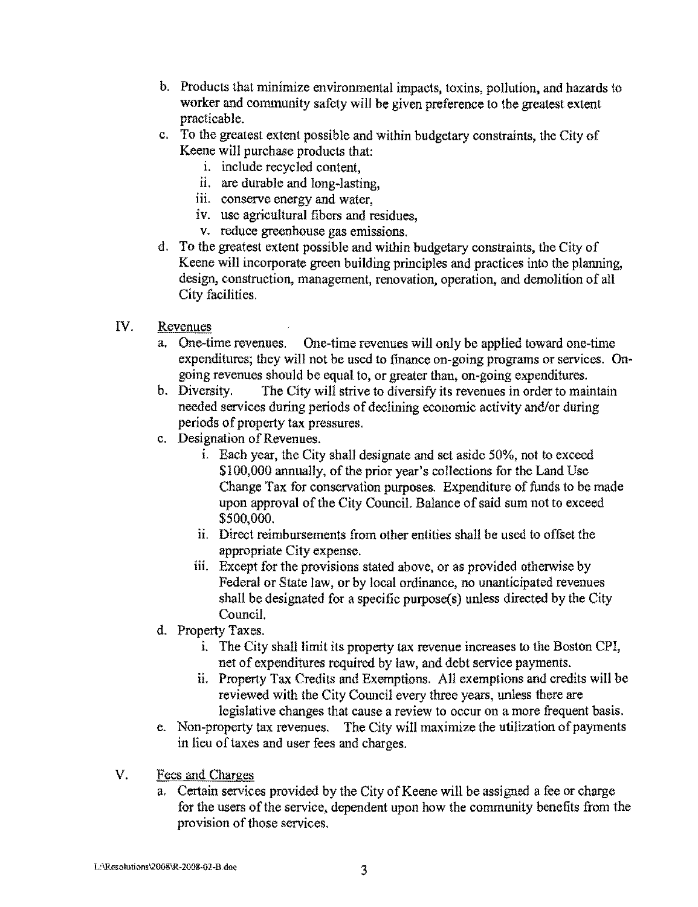b. Products that minimize environmental impacts, toxins, pollution, and hazards to worker and community safety will be given preference to the greatest extent practicable.

c. To the greatest extent possible and within budgetary constraints, the City of Keene will purchase products that:
   i. include recycled content,
   ii. are durable and long-lasting,
   iii. conserve energy and water,
   iv. use agricultural fibers and residues,
   v. reduce greenhouse gas emissions.

d. To the greatest extent possible and within budgetary constraints, the City of Keene will incorporate green building principles and practices into the planning, design, construction, management, renovation, operation, and demolition of all City facilities.

IV. <u>Revenues</u>

a. One-time revenues. One-time revenues will only be applied toward one-time expenditures; they will not be used to finance on-going programs or services. On-going revenues should be equal to, or greater than, on-going expenditures.

b. Diversity. The City will strive to diversify its revenues in order to maintain needed services during periods of declining economic activity and/or during periods of property tax pressures.

c. Designation of Revenues.
   i. Each year, the City shall designate and set aside 50%, not to exceed $100,000 annually, of the prior year's collections for the Land Use Change Tax for conservation purposes. Expenditure of funds to be made upon approval of the City Council. Balance of said sum not to exceed $500,000.
   ii. Direct reimbursements from other entities shall be used to offset the appropriate City expense.
   iii. Except for the provisions stated above, or as provided otherwise by Federal or State law, or by local ordinance, no unanticipated revenues shall be designated for a specific purpose(s) unless directed by the City Council.

d. Property Taxes.
   i. The City shall limit its property tax revenue increases to the Boston CPI, net of expenditures required by law, and debt service payments.
   ii. Property Tax Credits and Exemptions. All exemptions and credits will be reviewed with the City Council every three years, unless there are legislative changes that cause a review to occur on a more frequent basis.

e. Non-property tax revenues. The City will maximize the utilization of payments in lieu of taxes and user fees and charges.

V. <u>Fees and Charges</u>

a. Certain services provided by the City of Keene will be assigned a fee or charge for the users of the service, dependent upon how the community benefits from the provision of those services.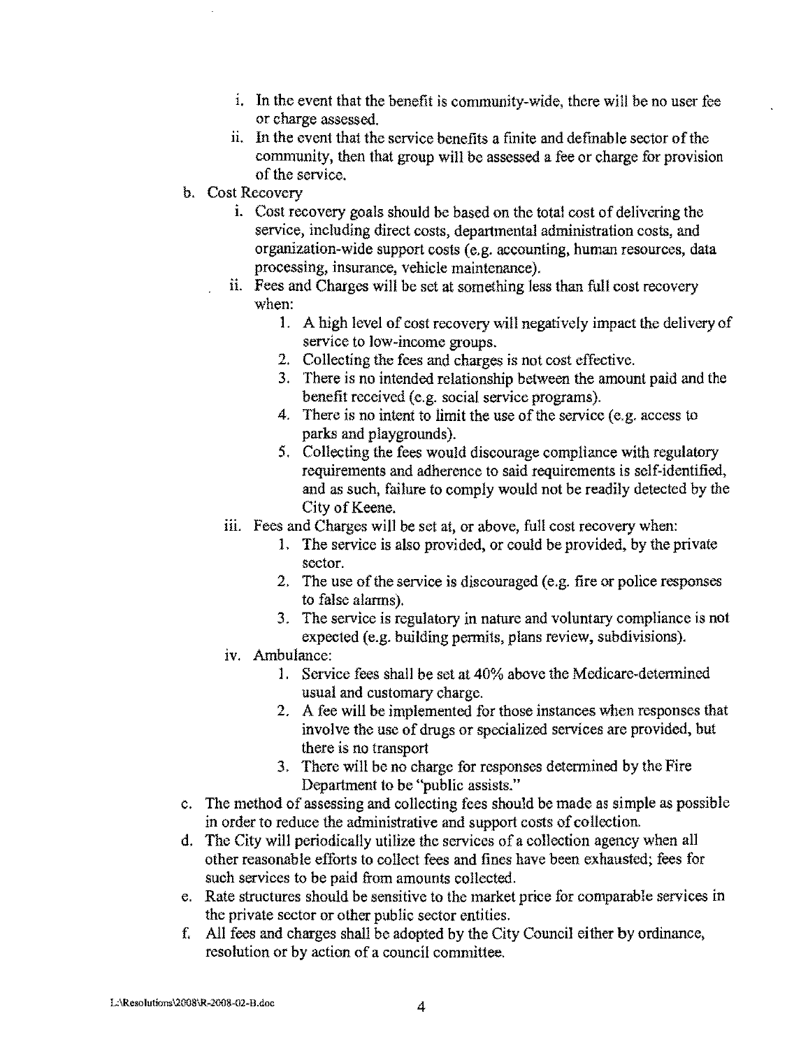i. In the event that the benefit is community-wide, there will be no user fee or charge assessed.
ii. In the event that the service benefits a finite and definable sector of the community, then that group will be assessed a fee or charge for provision of the service.

b. Cost Recovery
    i. Cost recovery goals should be based on the total cost of delivering the service, including direct costs, departmental administration costs, and organization-wide support costs (e.g. accounting, human resources, data processing, insurance, vehicle maintenance).
    ii. Fees and Charges will be set at something less than full cost recovery when:
        1. A high level of cost recovery will negatively impact the delivery of service to low-income groups.
        2. Collecting the fees and charges is not cost effective.
        3. There is no intended relationship between the amount paid and the benefit received (e.g. social service programs).
        4. There is no intent to limit the use of the service (e.g. access to parks and playgrounds).
        5. Collecting the fees would discourage compliance with regulatory requirements and adherence to said requirements is self-identified, and as such, failure to comply would not be readily detected by the City of Keene.
    iii. Fees and Charges will be set at, or above, full cost recovery when:
        1. The service is also provided, or could be provided, by the private sector.
        2. The use of the service is discouraged (e.g. fire or police responses to false alarms).
        3. The service is regulatory in nature and voluntary compliance is not expected (e.g. building permits, plans review, subdivisions).
    iv. Ambulance:
        1. Service fees shall be set at 40% above the Medicare-determined usual and customary charge.
        2. A fee will be implemented for those instances when responses that involve the use of drugs or specialized services are provided, but there is no transport
        3. There will be no charge for responses determined by the Fire Department to be "public assists."

c. The method of assessing and collecting fees should be made as simple as possible in order to reduce the administrative and support costs of collection.

d. The City will periodically utilize the services of a collection agency when all other reasonable efforts to collect fees and fines have been exhausted; fees for such services to be paid from amounts collected.

e. Rate structures should be sensitive to the market price for comparable services in the private sector or other public sector entities.

f. All fees and charges shall be adopted by the City Council either by ordinance, resolution or by action of a council committee.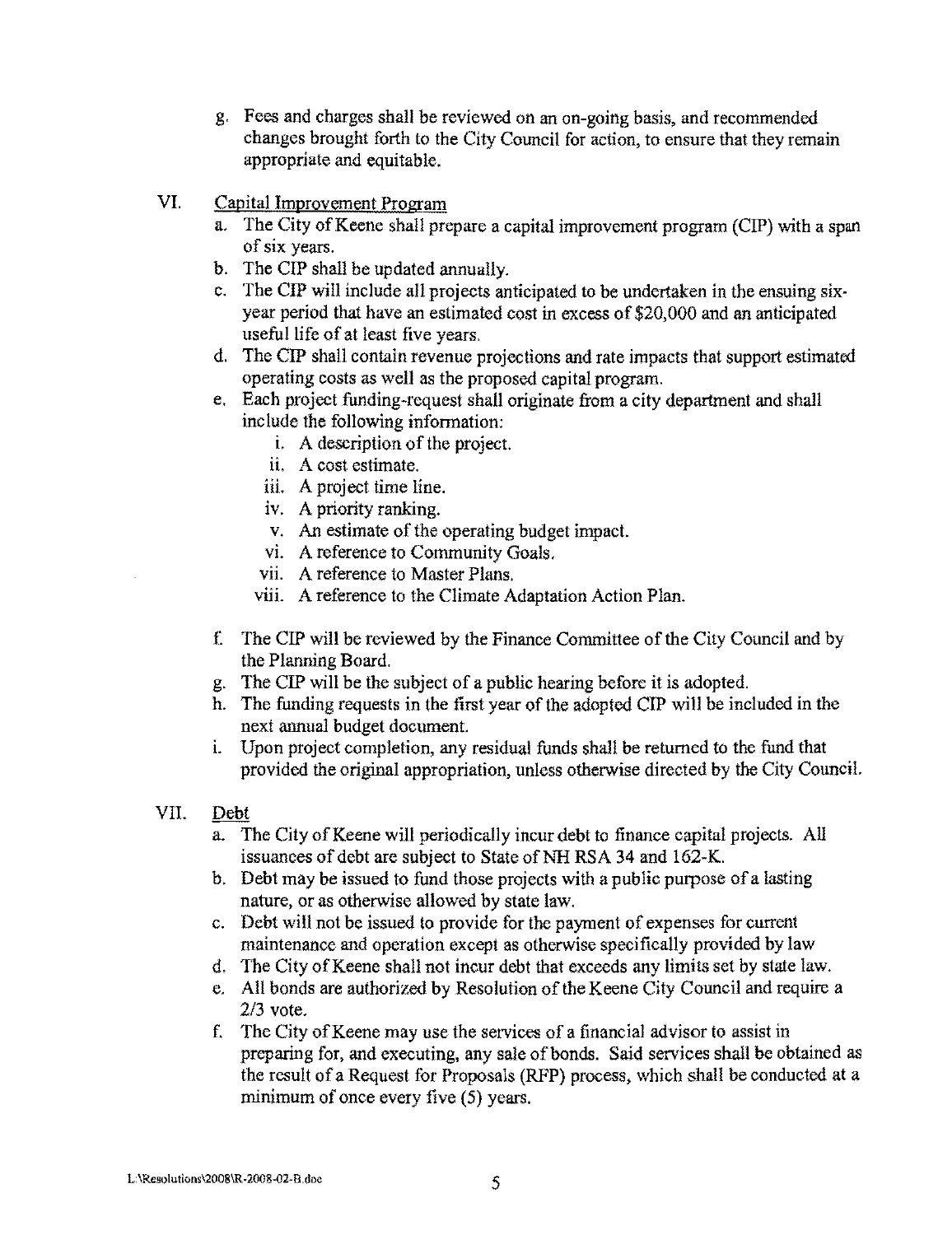g. Fees and charges shall be reviewed on an on-going basis, and recommended changes brought forth to the City Council for action, to ensure that they remain appropriate and equitable.

VI. Capital Improvement Program

a. The City of Keene shall prepare a capital improvement program (CIP) with a span of six years.
b. The CIP shall be updated annually.
c. The CIP will include all projects anticipated to be undertaken in the ensuing six-year period that have an estimated cost in excess of $20,000 and an anticipated useful life of at least five years.
d. The CIP shall contain revenue projections and rate impacts that support estimated operating costs as well as the proposed capital program.
e. Each project funding-request shall originate from a city department and shall include the following information:
   i. A description of the project.
   ii. A cost estimate.
   iii. A project time line.
   iv. A priority ranking.
   v. An estimate of the operating budget impact.
   vi. A reference to Community Goals.
   vii. A reference to Master Plans.
   viii. A reference to the Climate Adaptation Action Plan.

f. The CIP will be reviewed by the Finance Committee of the City Council and by the Planning Board.
g. The CIP will be the subject of a public hearing before it is adopted.
h. The funding requests in the first year of the adopted CIP will be included in the next annual budget document.
i. Upon project completion, any residual funds shall be returned to the fund that provided the original appropriation, unless otherwise directed by the City Council.

VII. Debt

a. The City of Keene will periodically incur debt to finance capital projects. All issuances of debt are subject to State of NH RSA 34 and 162-K.
b. Debt may be issued to fund those projects with a public purpose of a lasting nature, or as otherwise allowed by state law.
c. Debt will not be issued to provide for the payment of expenses for current maintenance and operation except as otherwise specifically provided by law
d. The City of Keene shall not incur debt that exceeds any limits set by state law.
e. All bonds are authorized by Resolution of the Keene City Council and require a 2/3 vote.
f. The City of Keene may use the services of a financial advisor to assist in preparing for, and executing, any sale of bonds. Said services shall be obtained as the result of a Request for Proposals (RFP) process, which shall be conducted at a minimum of once every five (5) years.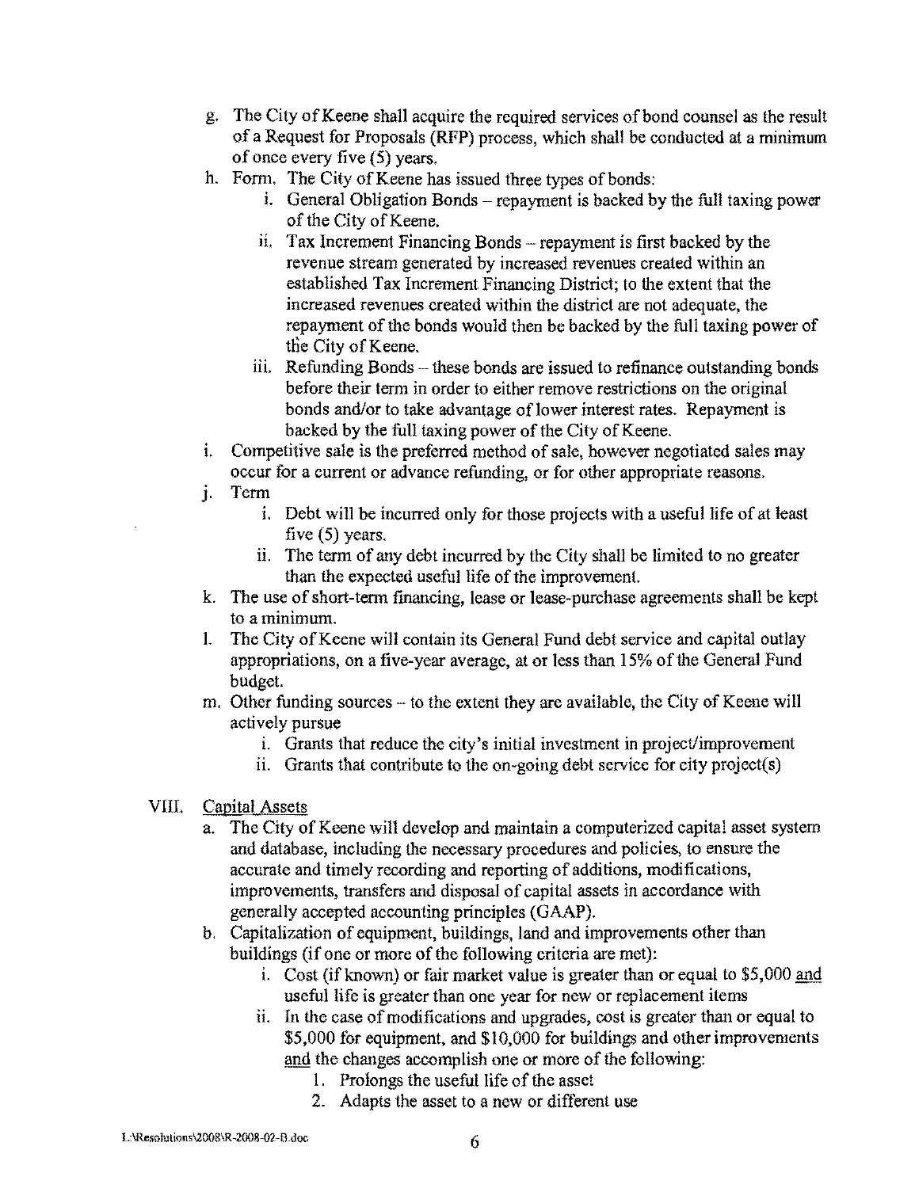g. The City of Keene shall acquire the required services of bond counsel as the result of a Request for Proposals (RFP) process, which shall be conducted at a minimum of once every five (5) years.

h. Form. The City of Keene has issued three types of bonds:
   i. General Obligation Bonds – repayment is backed by the full taxing power of the City of Keene.
   ii. Tax Increment Financing Bonds – repayment is first backed by the revenue stream generated by increased revenues created within an established Tax Increment Financing District; to the extent that the increased revenues created within the district are not adequate, the repayment of the bonds would then be backed by the full taxing power of the City of Keene.
   iii. Refunding Bonds – these bonds are issued to refinance outstanding bonds before their term in order to either remove restrictions on the original bonds and/or to take advantage of lower interest rates. Repayment is backed by the full taxing power of the City of Keene.

i. Competitive sale is the preferred method of sale, however negotiated sales may occur for a current or advance refunding, or for other appropriate reasons.

j. Term
   i. Debt will be incurred only for those projects with a useful life of at least five (5) years.
   ii. The term of any debt incurred by the City shall be limited to no greater than the expected useful life of the improvement.

k. The use of short-term financing, lease or lease-purchase agreements shall be kept to a minimum.

l. The City of Keene will contain its General Fund debt service and capital outlay appropriations, on a five-year average, at or less than 15% of the General Fund budget.

m. Other funding sources – to the extent they are available, the City of Keene will actively pursue
   i. Grants that reduce the city's initial investment in project/improvement
   ii. Grants that contribute to the on-going debt service for city project(s)

VIII. Capital Assets

a. The City of Keene will develop and maintain a computerized capital asset system and database, including the necessary procedures and policies, to ensure the accurate and timely recording and reporting of additions, modifications, improvements, transfers and disposal of capital assets in accordance with generally accepted accounting principles (GAAP).

b. Capitalization of equipment, buildings, land and improvements other than buildings (if one or more of the following criteria are met):
   i. Cost (if known) or fair market value is greater than or equal to $5,000 and useful life is greater than one year for new or replacement items
   ii. In the case of modifications and upgrades, cost is greater than or equal to $5,000 for equipment, and $10,000 for buildings and other improvements and the changes accomplish one or more of the following:
      1. Prolongs the useful life of the asset
      2. Adapts the asset to a new or different use

L:\Resolutions\2008\R-2008-02-B.doc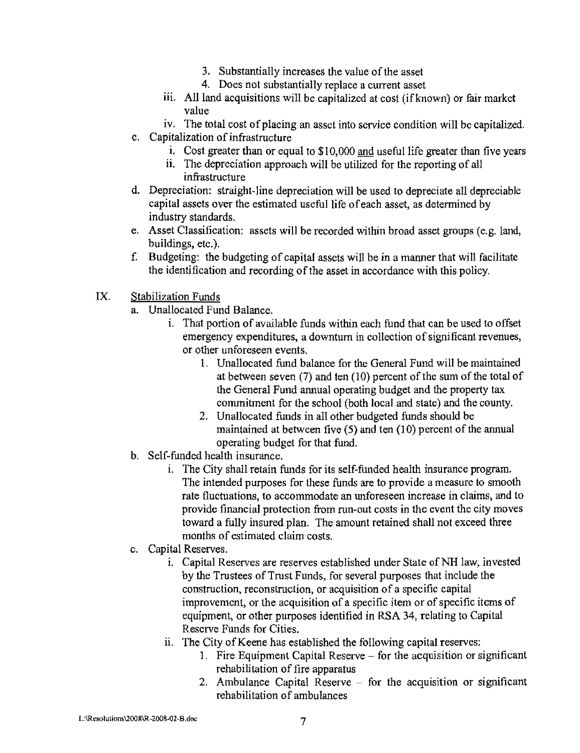3. Substantially increases the value of the asset
4. Does not substantially replace a current asset

iii. All land acquisitions will be capitalized at cost (if known) or fair market value

iv. The total cost of placing an asset into service condition will be capitalized.

c. Capitalization of infrastructure

i. Cost greater than or equal to $10,000 <u>and</u> useful life greater than five years

ii. The depreciation approach will be utilized for the reporting of all infrastructure

d. Depreciation: straight-line depreciation will be used to depreciate all depreciable capital assets over the estimated useful life of each asset, as determined by industry standards.

e. Asset Classification: assets will be recorded within broad asset groups (e.g. land, buildings, etc.).

f. Budgeting: the budgeting of capital assets will be in a manner that will facilitate the identification and recording of the asset in accordance with this policy.

IX. <u>Stabilization Funds</u>

a. Unallocated Fund Balance.

i. That portion of available funds within each fund that can be used to offset emergency expenditures, a downturn in collection of significant revenues, or other unforeseen events.

1. Unallocated fund balance for the General Fund will be maintained at between seven (7) and ten (10) percent of the sum of the total of the General Fund annual operating budget and the property tax commitment for the school (both local and state) and the county.
2. Unallocated funds in all other budgeted funds should be maintained at between five (5) and ten (10) percent of the annual operating budget for that fund.

b. Self-funded health insurance.

i. The City shall retain funds for its self-funded health insurance program. The intended purposes for these funds are to provide a measure to smooth rate fluctuations, to accommodate an unforeseen increase in claims, and to provide financial protection from run-out costs in the event the city moves toward a fully insured plan. The amount retained shall not exceed three months of estimated claim costs.

c. Capital Reserves.

i. Capital Reserves are reserves established under State of NH law, invested by the Trustees of Trust Funds, for several purposes that include the construction, reconstruction, or acquisition of a specific capital improvement, or the acquisition of a specific item or of specific items of equipment, or other purposes identified in RSA 34, relating to Capital Reserve Funds for Cities.

ii. The City of Keene has established the following capital reserves:

1. Fire Equipment Capital Reserve – for the acquisition or significant rehabilitation of fire apparatus
2. Ambulance Capital Reserve – for the acquisition or significant rehabilitation of ambulances

L:\Resolutions\2008\R-2008-02-B.doc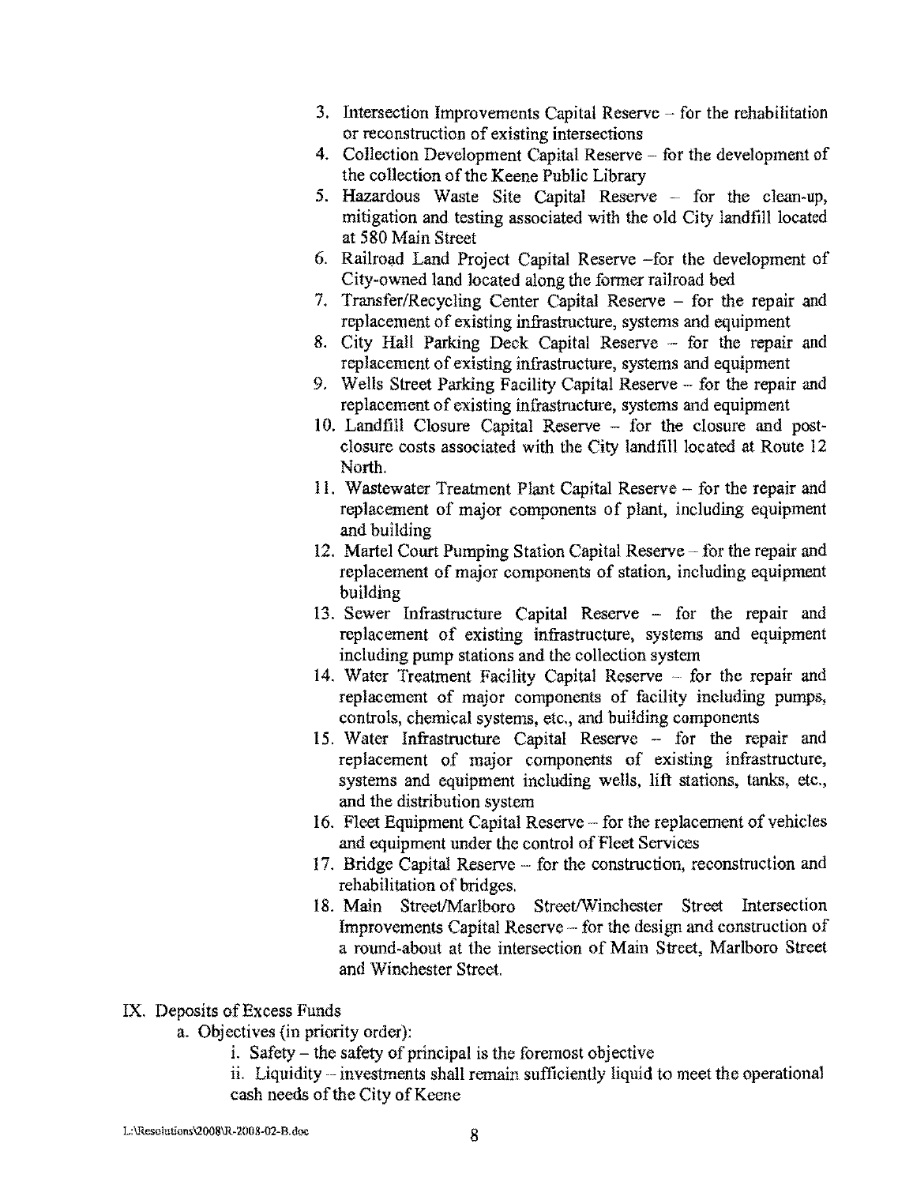3. Intersection Improvements Capital Reserve – for the rehabilitation or reconstruction of existing intersections
4. Collection Development Capital Reserve – for the development of the collection of the Keene Public Library
5. Hazardous Waste Site Capital Reserve – for the clean-up, mitigation and testing associated with the old City landfill located at 580 Main Street
6. Railroad Land Project Capital Reserve –for the development of City-owned land located along the former railroad bed
7. Transfer/Recycling Center Capital Reserve – for the repair and replacement of existing infrastructure, systems and equipment
8. City Hall Parking Deck Capital Reserve – for the repair and replacement of existing infrastructure, systems and equipment
9. Wells Street Parking Facility Capital Reserve – for the repair and replacement of existing infrastructure, systems and equipment
10. Landfill Closure Capital Reserve – for the closure and post-closure costs associated with the City landfill located at Route 12 North.
11. Wastewater Treatment Plant Capital Reserve – for the repair and replacement of major components of plant, including equipment and building
12. Martel Court Pumping Station Capital Reserve – for the repair and replacement of major components of station, including equipment building
13. Sewer Infrastructure Capital Reserve – for the repair and replacement of existing infrastructure, systems and equipment including pump stations and the collection system
14. Water Treatment Facility Capital Reserve – for the repair and replacement of major components of facility including pumps, controls, chemical systems, etc., and building components
15. Water Infrastructure Capital Reserve – for the repair and replacement of major components of existing infrastructure, systems and equipment including wells, lift stations, tanks, etc., and the distribution system
16. Fleet Equipment Capital Reserve – for the replacement of vehicles and equipment under the control of Fleet Services
17. Bridge Capital Reserve – for the construction, reconstruction and rehabilitation of bridges.
18. Main Street/Marlboro Street/Winchester Street Intersection Improvements Capital Reserve – for the design and construction of a round-about at the intersection of Main Street, Marlboro Street and Winchester Street.

IX. Deposits of Excess Funds

a. Objectives (in priority order):

i. Safety – the safety of principal is the foremost objective

ii. Liquidity – investments shall remain sufficiently liquid to meet the operational cash needs of the City of Keene

L:\Resolutions\2008\R-2008-02-B.doc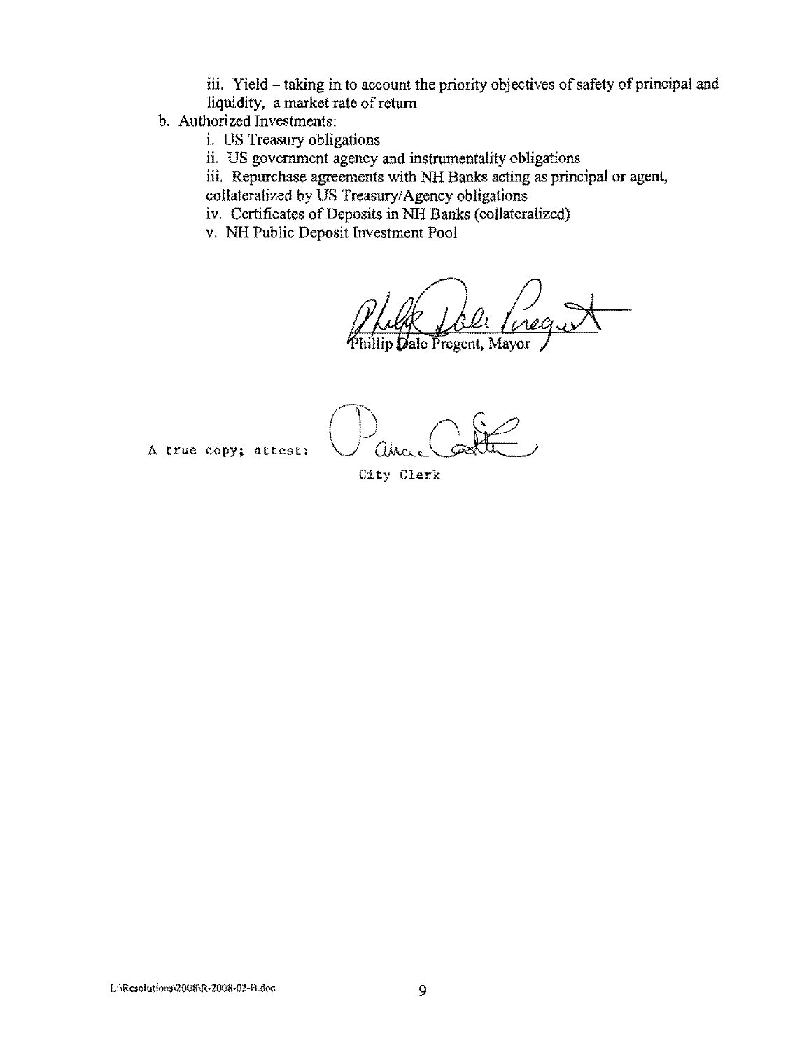iii. Yield – taking in to account the priority objectives of safety of principal and liquidity, a market rate of return

b. Authorized Investments:

   i. US Treasury obligations

   ii. US government agency and instrumentality obligations

   iii. Repurchase agreements with NH Banks acting as principal or agent, collateralized by US Treasury/Agency obligations

   iv. Certificates of Deposits in NH Banks (collateralized)

   v. NH Public Deposit Investment Pool

Phillip Dale Pregent, Mayor

A true copy; attest:

City Clerk

L:\Resolutions\2008\R-2008-02-B.doc